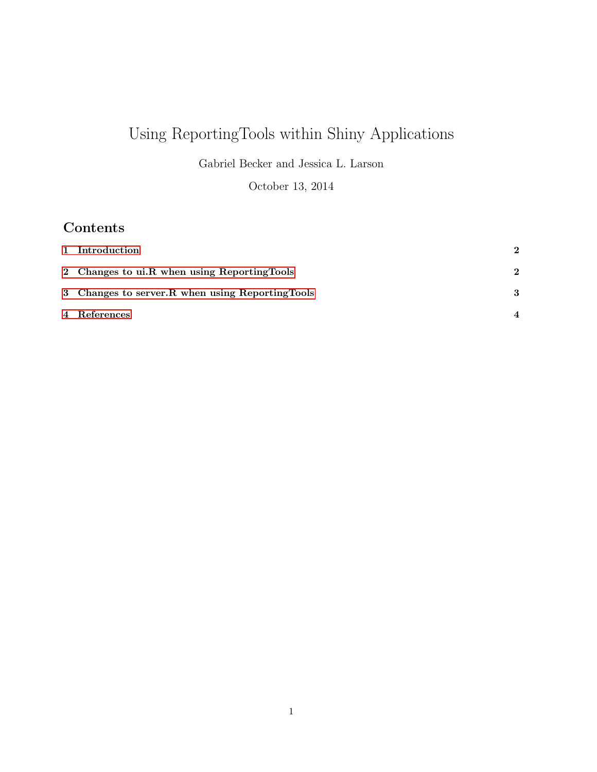# Using ReportingTools within Shiny Applications

Gabriel Becker and Jessica L. Larson

October 13, 2014

## Contents

1 Introduction 2

2 Changes to ui.R when using ReportingTools 2

3 Changes to server.R when using ReportingTools 3

4 References 4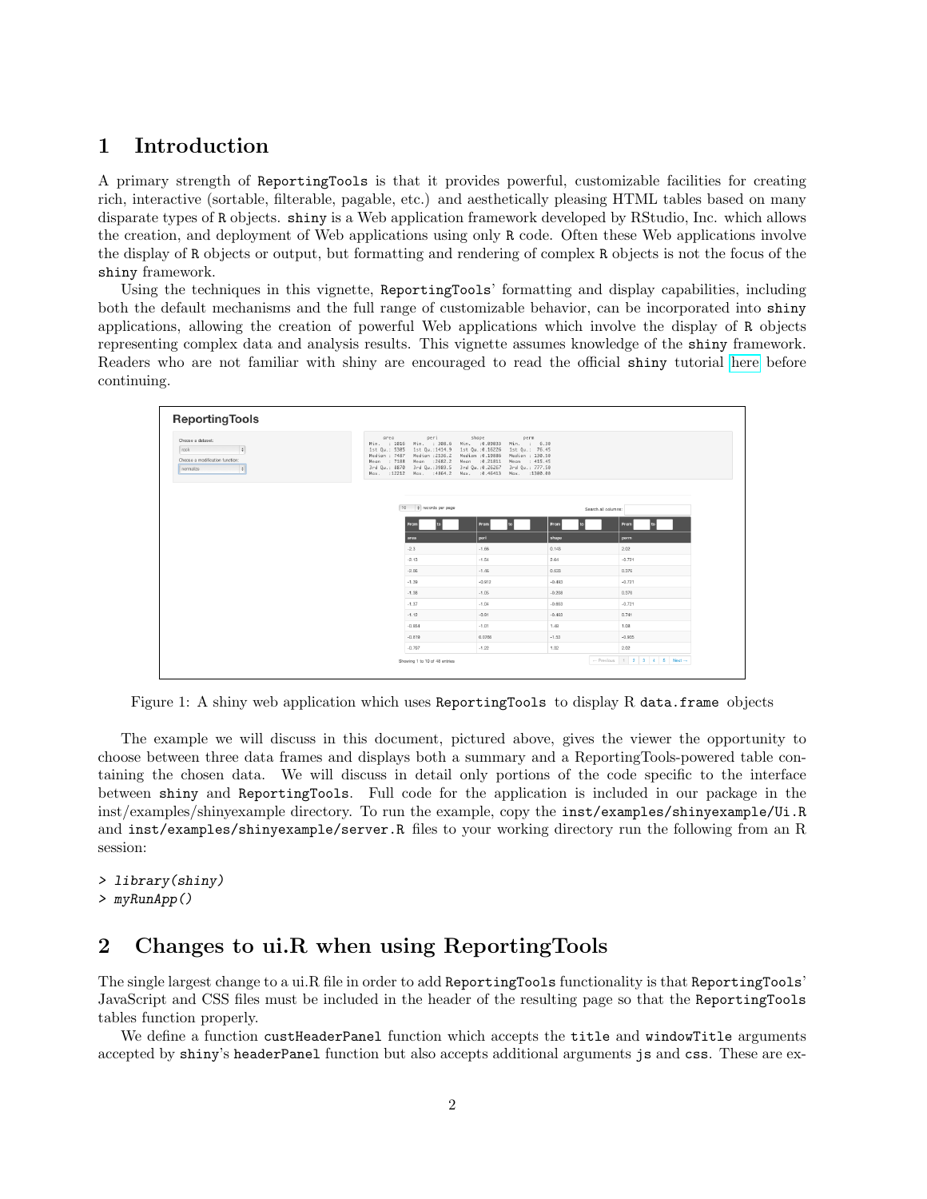# 1 Introduction

A primary strength of ReportingTools is that it provides powerful, customizable facilities for creating rich, interactive (sortable, filterable, pagable, etc.) and aesthetically pleasing HTML tables based on many disparate types of R objects. shiny is a Web application framework developed by RStudio, Inc. which allows the creation, and deployment of Web applications using only R code. Often these Web applications involve the display of R objects or output, but formatting and rendering of complex R objects is not the focus of the shiny framework.

Using the techniques in this vignette, ReportingTools' formatting and display capabilities, including both the default mechanisms and the full range of customizable behavior, can be incorporated into shiny applications, allowing the creation of powerful Web applications which involve the display of R objects representing complex data and analysis results. This vignette assumes knowledge of the shiny framework. Readers who are not familiar with shiny are encouraged to read the official shiny tutorial here before continuing.

Figure 1: A shiny web application which uses ReportingTools to display R data.frame objects

The example we will discuss in this document, pictured above, gives the viewer the opportunity to choose between three data frames and displays both a summary and a ReportingTools-powered table containing the chosen data. We will discuss in detail only portions of the code specific to the interface between shiny and ReportingTools. Full code for the application is included in our package in the inst/examples/shinyexample directory. To run the example, copy the inst/examples/shinyexample/Ui.R and inst/examples/shinyexample/server.R files to your working directory run the following from an R session:

```
> library(shiny)
> myRunApp()
```

# 2 Changes to ui.R when using ReportingTools

The single largest change to a ui.R file in order to add ReportingTools functionality is that ReportingTools' JavaScript and CSS files must be included in the header of the resulting page so that the ReportingTools tables function properly.

We define a function custHeaderPanel function which accepts the title and windowTitle arguments accepted by shiny's headerPanel function but also accepts additional arguments js and css. These are ex-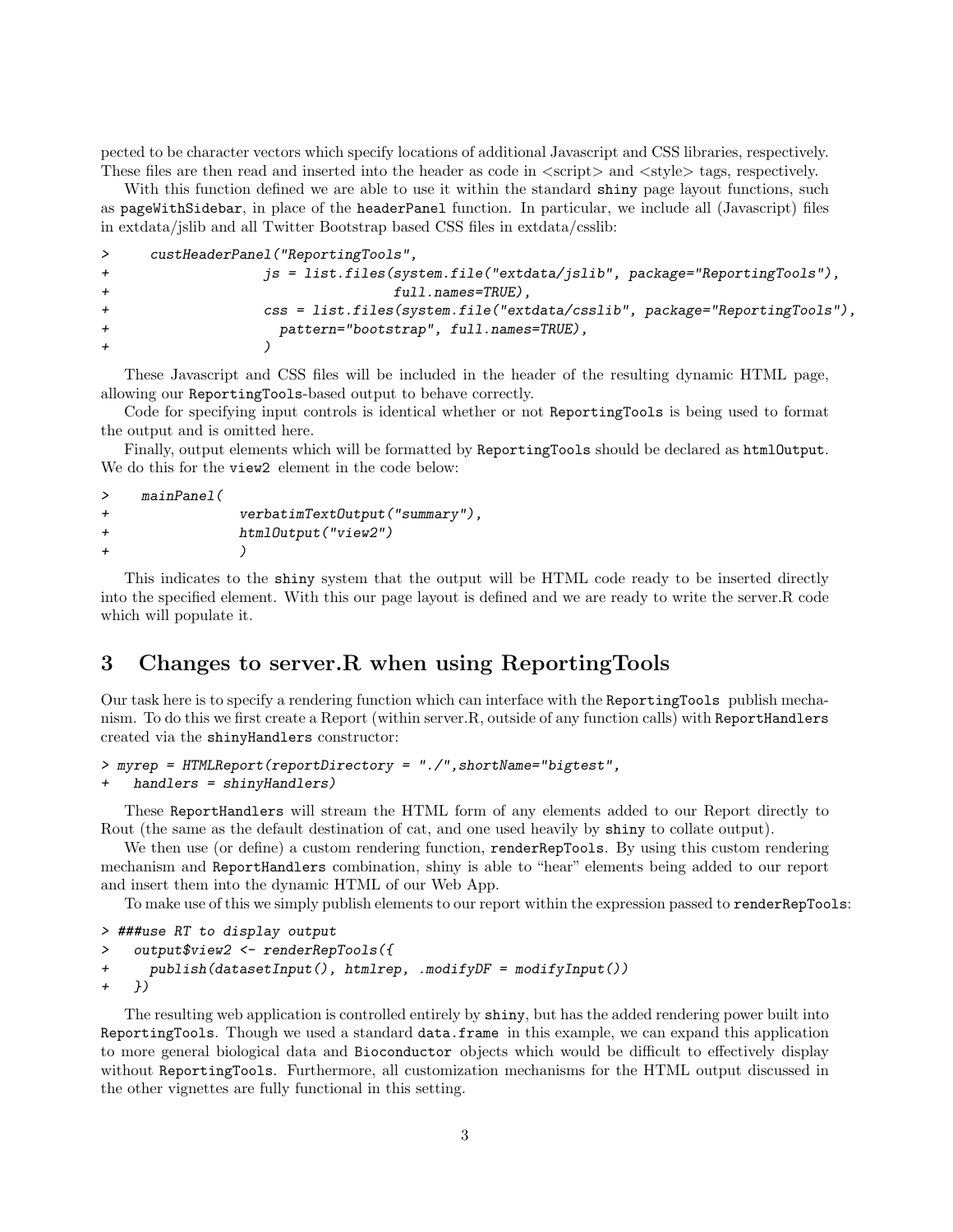pected to be character vectors which specify locations of additional Javascript and CSS libraries, respectively. These files are then read and inserted into the header as code in <script> and <style> tags, respectively.

With this function defined we are able to use it within the standard shiny page layout functions, such as pageWithSidebar, in place of the headerPanel function. In particular, we include all (Javascript) files in extdata/jslib and all Twitter Bootstrap based CSS files in extdata/csslib:

```
>     custHeaderPanel("ReportingTools",
+                  js = list.files(system.file("extdata/jslib", package="ReportingTools"),
+                               full.names=TRUE),
+                  css = list.files(system.file("extdata/csslib", package="ReportingTools"),
+                    pattern="bootstrap", full.names=TRUE),
+                  )
```

These Javascript and CSS files will be included in the header of the resulting dynamic HTML page, allowing our ReportingTools-based output to behave correctly.

Code for specifying input controls is identical whether or not ReportingTools is being used to format the output and is omitted here.

Finally, output elements which will be formatted by ReportingTools should be declared as htmlOutput. We do this for the view2 element in the code below:

```
>    mainPanel(
+               verbatimTextOutput("summary"),
+               htmlOutput("view2")
+               )
```

This indicates to the shiny system that the output will be HTML code ready to be inserted directly into the specified element. With this our page layout is defined and we are ready to write the server.R code which will populate it.

## 3 Changes to server.R when using ReportingTools

Our task here is to specify a rendering function which can interface with the ReportingTools publish mechanism. To do this we first create a Report (within server.R, outside of any function calls) with ReportHandlers created via the shinyHandlers constructor:

```
> myrep = HTMLReport(reportDirectory = "./",shortName="bigtest",
+   handlers = shinyHandlers)
```

These ReportHandlers will stream the HTML form of any elements added to our Report directly to Rout (the same as the default destination of cat, and one used heavily by shiny to collate output).

We then use (or define) a custom rendering function, renderRepTools. By using this custom rendering mechanism and ReportHandlers combination, shiny is able to "hear" elements being added to our report and insert them into the dynamic HTML of our Web App.

To make use of this we simply publish elements to our report within the expression passed to renderRepTools:

```
> ###use RT to display output
>   output$view2 <- renderRepTools({
+     publish(datasetInput(), htmlrep, .modifyDF = modifyInput())
+   })
```

The resulting web application is controlled entirely by shiny, but has the added rendering power built into ReportingTools. Though we used a standard data.frame in this example, we can expand this application to more general biological data and Bioconductor objects which would be difficult to effectively display without ReportingTools. Furthermore, all customization mechanisms for the HTML output discussed in the other vignettes are fully functional in this setting.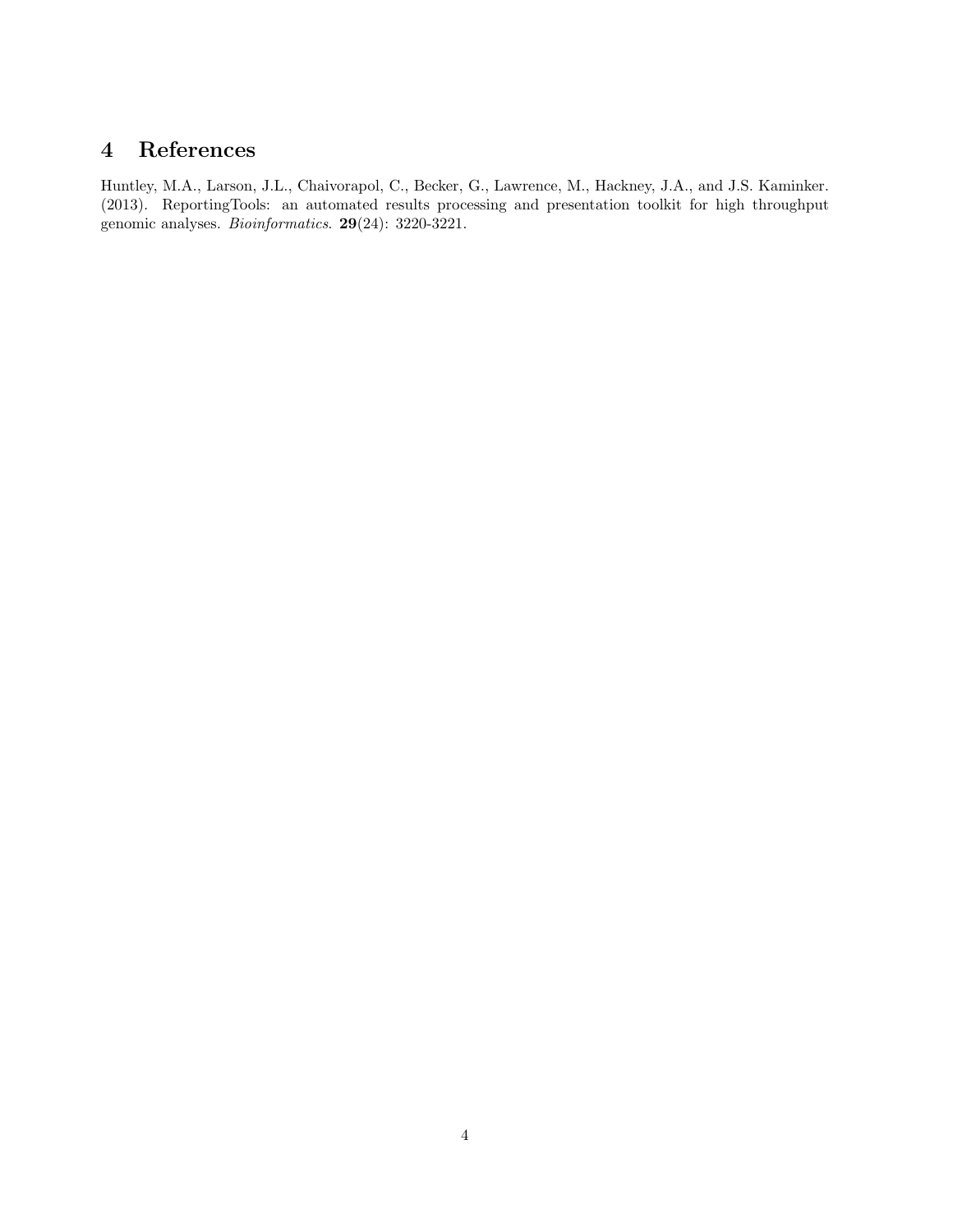## 4 References

Huntley, M.A., Larson, J.L., Chaivorapol, C., Becker, G., Lawrence, M., Hackney, J.A., and J.S. Kaminker. (2013). ReportingTools: an automated results processing and presentation toolkit for high throughput genomic analyses. *Bioinformatics*. **29**(24): 3220-3221.